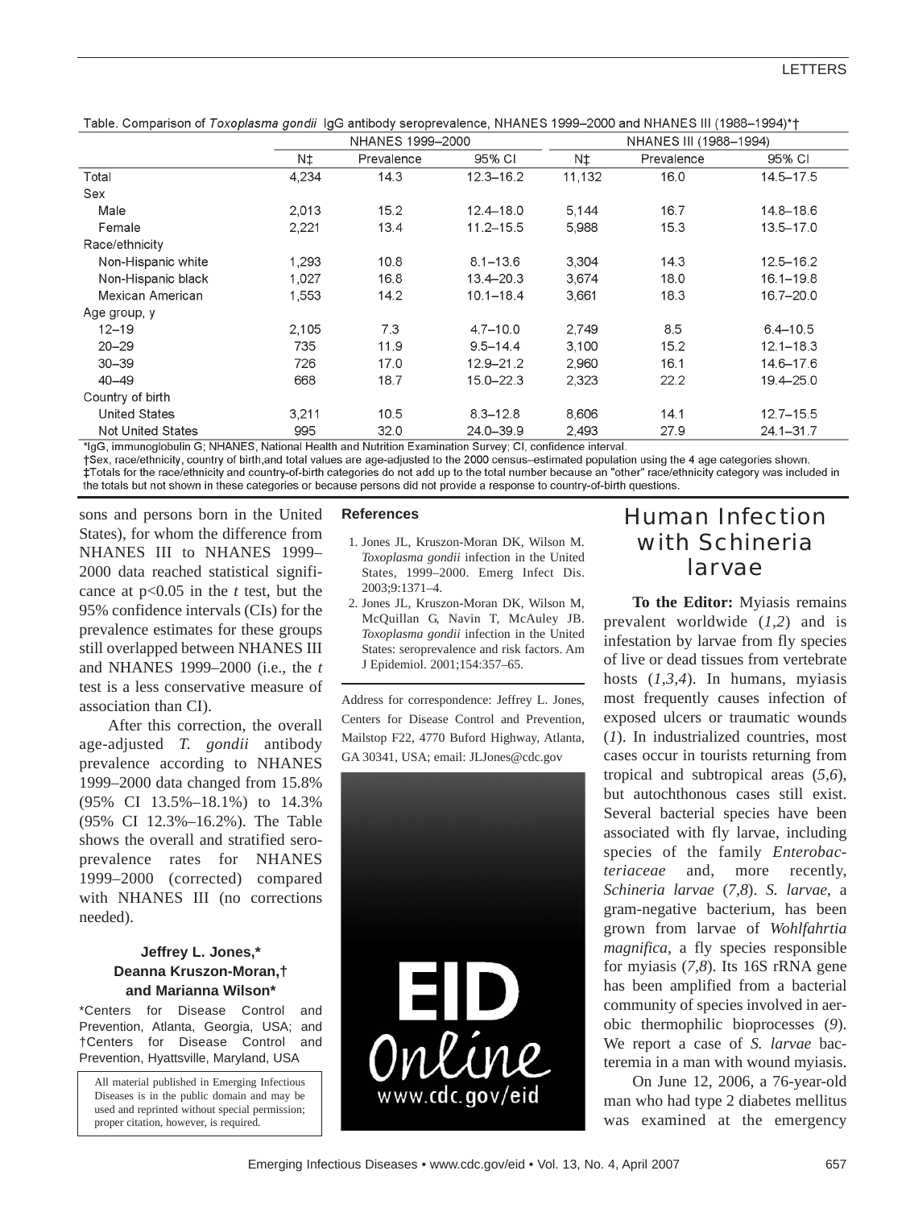Table. Comparison of *Toxoplasma gondii* IgG antibody seroprevalence, NHANES 1999–2000 and NHANES III (1988–1994)*†

| | NHANES 1999–2000 | | | NHANES III (1988–1994) | | |
|---|---|---|---|---|---|---|
| | N‡ | Prevalence | 95% CI | N‡ | Prevalence | 95% CI |
| Total | 4,234 | 14.3 | 12.3–16.2 | 11,132 | 16.0 | 14.5–17.5 |
| Sex | | | | | | |
| Male | 2,013 | 15.2 | 12.4–18.0 | 5,144 | 16.7 | 14.8–18.6 |
| Female | 2,221 | 13.4 | 11.2–15.5 | 5,988 | 15.3 | 13.5–17.0 |
| Race/ethnicity | | | | | | |
| Non-Hispanic white | 1,293 | 10.8 | 8.1–13.6 | 3,304 | 14.3 | 12.5–16.2 |
| Non-Hispanic black | 1,027 | 16.8 | 13.4–20.3 | 3,674 | 18.0 | 16.1–19.8 |
| Mexican American | 1,553 | 14.2 | 10.1–18.4 | 3,661 | 18.3 | 16.7–20.0 |
| Age group, y | | | | | | |
| 12–19 | 2,105 | 7.3 | 4.7–10.0 | 2,749 | 8.5 | 6.4–10.5 |
| 20–29 | 735 | 11.9 | 9.5–14.4 | 3,100 | 15.2 | 12.1–18.3 |
| 30–39 | 726 | 17.0 | 12.9–21.2 | 2,960 | 16.1 | 14.6–17.6 |
| 40–49 | 668 | 18.7 | 15.0–22.3 | 2,323 | 22.2 | 19.4–25.0 |
| Country of birth | | | | | | |
| United States | 3,211 | 10.5 | 8.3–12.8 | 8,606 | 14.1 | 12.7–15.5 |
| Not United States | 995 | 32.0 | 24.0–39.9 | 2,493 | 27.9 | 24.1–31.7 |

*IgG, immunoglobulin G; NHANES, National Health and Nutrition Examination Survey; CI, confidence interval.
†Sex, race/ethnicity, country of birth,and total values are age-adjusted to the 2000 census–estimated population using the 4 age categories shown.
‡Totals for the race/ethnicity and country-of-birth categories do not add up to the total number because an "other" race/ethnicity category was included in the totals but not shown in these categories or because persons did not provide a response to country-of-birth questions.

sons and persons born in the United States), for whom the difference from NHANES III to NHANES 1999–2000 data reached statistical significance at $p<0.05$ in the *t* test, but the 95% confidence intervals (CIs) for the prevalence estimates for these groups still overlapped between NHANES III and NHANES 1999–2000 (i.e., the *t* test is a less conservative measure of association than CI).

After this correction, the overall age-adjusted *T. gondii* antibody prevalence according to NHANES 1999–2000 data changed from 15.8% (95% CI 13.5%–18.1%) to 14.3% (95% CI 12.3%–16.2%). The Table shows the overall and stratified seroprevalence rates for NHANES 1999–2000 (corrected) compared with NHANES III (no corrections needed).

**Jeffrey L. Jones,\* Deanna Kruszon-Moran,† and Marianna Wilson\***

\*Centers for Disease Control and Prevention, Atlanta, Georgia, USA; and †Centers for Disease Control and Prevention, Hyattsville, Maryland, USA

### References

1. Jones JL, Kruszon-Moran DK, Wilson M. *Toxoplasma gondii* infection in the United States, 1999–2000. Emerg Infect Dis. 2003;9:1371–4.
2. Jones JL, Kruszon-Moran DK, Wilson M, McQuillan G, Navin T, McAuley JB. *Toxoplasma gondii* infection in the United States: seroprevalence and risk factors. Am J Epidemiol. 2001;154:357–65.

Address for correspondence: Jeffrey L. Jones, Centers for Disease Control and Prevention, Mailstop F22, 4770 Buford Highway, Atlanta, GA 30341, USA; email: JLJones@cdc.gov

All material published in Emerging Infectious Diseases is in the public domain and may be used and reprinted without special permission; proper citation, however, is required.

EID Online
www.cdc.gov/eid

## Human Infection with Schineria larvae

**To the Editor:** Myiasis remains prevalent worldwide (*1*,*2*) and is infestation by larvae from fly species of live or dead tissues from vertebrate hosts (*1*,*3*,*4*). In humans, myiasis most frequently causes infection of exposed ulcers or traumatic wounds (*1*). In industrialized countries, most cases occur in tourists returning from tropical and subtropical areas (*5*,*6*), but autochthonous cases still exist. Several bacterial species have been associated with fly larvae, including species of the family *Enterobacteriaceae* and, more recently, *Schineria larvae* (*7*,*8*). *S. larvae*, a gram-negative bacterium, has been grown from larvae of *Wohlfahrtia magnifica*, a fly species responsible for myiasis (*7*,*8*). Its 16S rRNA gene has been amplified from a bacterial community of species involved in aerobic thermophilic bioprocesses (*9*). We report a case of *S. larvae* bacteremia in a man with wound myiasis.

On June 12, 2006, a 76-year-old man who had type 2 diabetes mellitus was examined at the emergency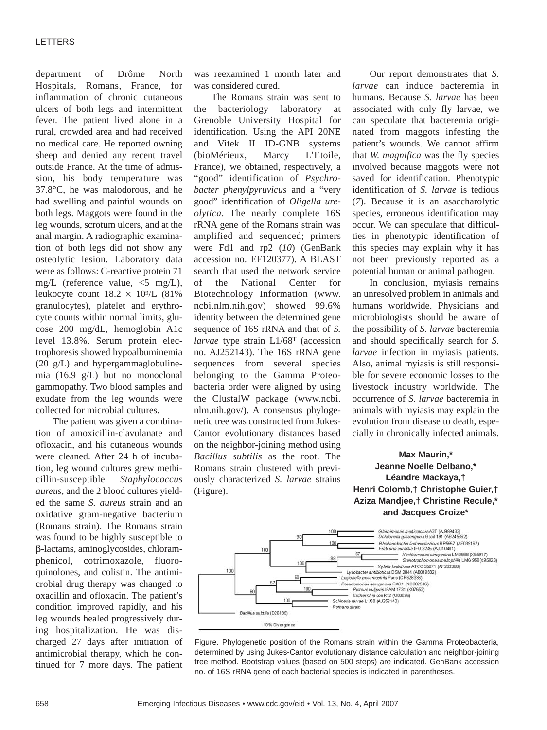department of Drôme North Hospitals, Romans, France, for inflammation of chronic cutaneous ulcers of both legs and intermittent fever. The patient lived alone in a rural, crowded area and had received no medical care. He reported owning sheep and denied any recent travel outside France. At the time of admission, his body temperature was 37.8°C, he was malodorous, and he had swelling and painful wounds on both legs. Maggots were found in the leg wounds, scrotum ulcers, and at the anal margin. A radiographic examination of both legs did not show any osteolytic lesion. Laboratory data were as follows: C-reactive protein 71 mg/L (reference value, <5 mg/L), leukocyte count $18.2 \times 10^9$/L (81% granulocytes), platelet and erythrocyte counts within normal limits, glucose 200 mg/dL, hemoglobin A1c level 13.8%. Serum protein electrophoresis showed hypoalbuminemia (20 g/L) and hypergammaglobulinemia (16.9 g/L) but no monoclonal gammopathy. Two blood samples and exudate from the leg wounds were collected for microbial cultures.

The patient was given a combination of amoxicillin-clavulanate and ofloxacin, and his cutaneous wounds were cleaned. After 24 h of incubation, leg wound cultures grew methicillin-susceptible *Staphylococcus aureus*, and the 2 blood cultures yielded the same *S. aureus* strain and an oxidative gram-negative bacterium (Romans strain). The Romans strain was found to be highly susceptible to β-lactams, aminoglycosides, chloramphenicol, cotrimoxazole, fluoroquinolones, and colistin. The antimicrobial drug therapy was changed to oxacillin and ofloxacin. The patient's condition improved rapidly, and his leg wounds healed progressively during hospitalization. He was discharged 27 days after initiation of antimicrobial therapy, which he continued for 7 more days. The patient was reexamined 1 month later and was considered cured.

The Romans strain was sent to the bacteriology laboratory at Grenoble University Hospital for identification. Using the API 20NE and Vitek II ID-GNB systems (bioMérieux, Marcy L'Etoile, France), we obtained, respectively, a "good" identification of *Psychrobacter phenylpyruvicus* and a "very good" identification of *Oligella ureolytica*. The nearly complete 16S rRNA gene of the Romans strain was amplified and sequenced; primers were Fd1 and rp2 (*10*) (GenBank accession no. EF120377). A BLAST search that used the network service of the National Center for Biotechnology Information (www.ncbi.nlm.nih.gov) showed 99.6% identity between the determined gene sequence of 16S rRNA and that of *S. larvae* type strain L1/68$^T$ (accession no. AJ252143). The 16S rRNA gene sequences from several species belonging to the Gamma Proteobacteria order were aligned by using the ClustalW package (www.ncbi.nlm.nih.gov/). A consensus phylogenetic tree was constructed from Jukes-Cantor evolutionary distances based on the neighbor-joining method using *Bacillus subtilis* as the root. The Romans strain clustered with previously characterized *S. larvae* strains (Figure).

Our report demonstrates that *S. larvae* can induce bacteremia in humans. Because *S. larvae* has been associated with only fly larvae, we can speculate that bacteremia originated from maggots infesting the patient's wounds. We cannot affirm that *W. magnifica* was the fly species involved because maggots were not saved for identification. Phenotypic identification of *S. larvae* is tedious (*7*). Because it is an asaccharolytic species, erroneous identification may occur. We can speculate that difficulties in phenotypic identification of this species may explain why it has not been previously reported as a potential human or animal pathogen.

In conclusion, myiasis remains an unresolved problem in animals and humans worldwide. Physicians and microbiologists should be aware of the possibility of *S. larvae* bacteremia and should specifically search for *S. larvae* infection in myiasis patients. Also, animal myiasis is still responsible for severe economic losses to the livestock industry worldwide. The occurrence of *S. larvae* bacteremia in animals with myiasis may explain the evolution from disease to death, especially in chronically infected animals.

**Max Maurin,\* Jeanne Noelle Delbano,\* Léandre Mackaya,† Henri Colomb,† Christophe Guier,† Aziza Mandjee,† Christine Recule,\* and Jacques Croize\***

Figure. Phylogenetic position of the Romans strain within the Gamma Proteobacteria, determined by using Jukes-Cantor evolutionary distance calculation and neighbor-joining tree method. Bootstrap values (based on 500 steps) are indicated. GenBank accession no. of 16S rRNA gene of each bacterial species is indicated in parentheses.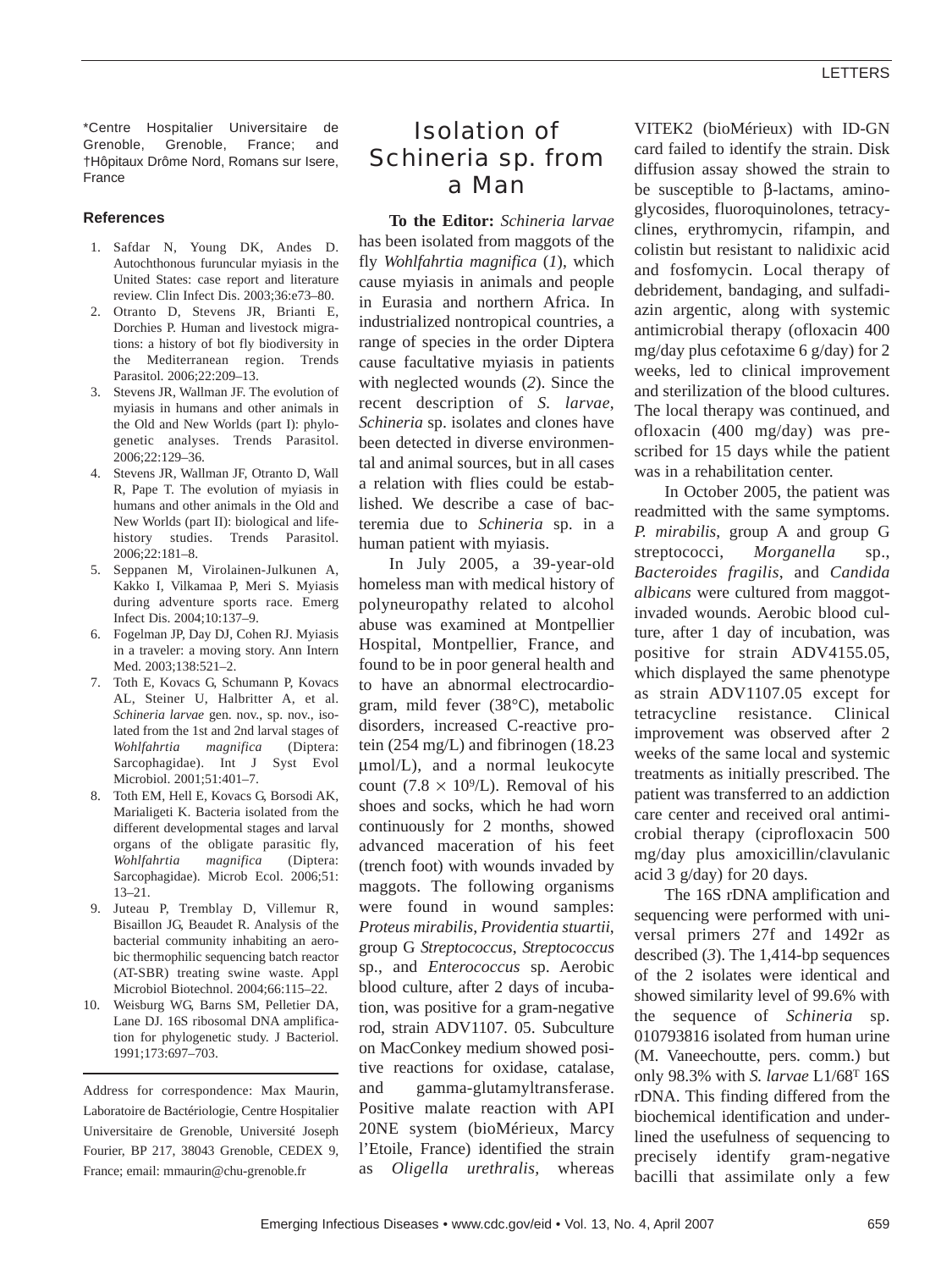\*Centre Hospitalier Universitaire de Grenoble, Grenoble, France; and †Hôpitaux Drôme Nord, Romans sur Isere, France

### References

1. Safdar N, Young DK, Andes D. Autochthonous furuncular myiasis in the United States: case report and literature review. Clin Infect Dis. 2003;36:e73–80.
2. Otranto D, Stevens JR, Brianti E, Dorchies P. Human and livestock migrations: a history of bot fly biodiversity in the Mediterranean region. Trends Parasitol. 2006;22:209–13.
3. Stevens JR, Wallman JF. The evolution of myiasis in humans and other animals in the Old and New Worlds (part I): phylogenetic analyses. Trends Parasitol. 2006;22:129–36.
4. Stevens JR, Wallman JF, Otranto D, Wall R, Pape T. The evolution of myiasis in humans and other animals in the Old and New Worlds (part II): biological and life-history studies. Trends Parasitol. 2006;22:181–8.
5. Seppanen M, Virolainen-Julkunen A, Kakko I, Vilkamaa P, Meri S. Myiasis during adventure sports race. Emerg Infect Dis. 2004;10:137–9.
6. Fogelman JP, Day DJ, Cohen RJ. Myiasis in a traveler: a moving story. Ann Intern Med. 2003;138:521–2.
7. Toth E, Kovacs G, Schumann P, Kovacs AL, Steiner U, Halbritter A, et al. *Schineria larvae* gen. nov., sp. nov., isolated from the 1st and 2nd larval stages of *Wohlfahrtia magnifica* (Diptera: Sarcophagidae). Int J Syst Evol Microbiol. 2001;51:401–7.
8. Toth EM, Hell E, Kovacs G, Borsodi AK, Marialigeti K. Bacteria isolated from the different developmental stages and larval organs of the obligate parasitic fly, *Wohlfahrtia magnifica* (Diptera: Sarcophagidae). Microb Ecol. 2006;51:13–21.
9. Juteau P, Tremblay D, Villemur R, Bisaillon JG, Beaudet R. Analysis of the bacterial community inhabiting an aerobic thermophilic sequencing batch reactor (AT-SBR) treating swine waste. Appl Microbiol Biotechnol. 2004;66:115–22.
10. Weisburg WG, Barns SM, Pelletier DA, Lane DJ. 16S ribosomal DNA amplification for phylogenetic study. J Bacteriol. 1991;173:697–703.

Address for correspondence: Max Maurin, Laboratoire de Bactériologie, Centre Hospitalier Universitaire de Grenoble, Université Joseph Fourier, BP 217, 38043 Grenoble, CEDEX 9, France; email: mmaurin@chu-grenoble.fr

# Isolation of Schineria sp. from a Man

**To the Editor:** *Schineria larvae* has been isolated from maggots of the fly *Wohlfahrtia magnifica* (*1*), which cause myiasis in animals and people in Eurasia and northern Africa. In industrialized nontropical countries, a range of species in the order Diptera cause facultative myiasis in patients with neglected wounds (*2*). Since the recent description of *S. larvae*, *Schineria* sp. isolates and clones have been detected in diverse environmental and animal sources, but in all cases a relation with flies could be established. We describe a case of bacteremia due to *Schineria* sp. in a human patient with myiasis.

In July 2005, a 39-year-old homeless man with medical history of polyneuropathy related to alcohol abuse was examined at Montpellier Hospital, Montpellier, France, and found to be in poor general health and to have an abnormal electrocardiogram, mild fever (38°C), metabolic disorders, increased C-reactive protein (254 mg/L) and fibrinogen (18.23 μmol/L), and a normal leukocyte count ($7.8 \times 10^9$/L). Removal of his shoes and socks, which he had worn continuously for 2 months, showed advanced maceration of his feet (trench foot) with wounds invaded by maggots. The following organisms were found in wound samples: *Proteus mirabilis*, *Providentia stuartii*, group G *Streptococcus*, *Streptococcus* sp., and *Enterococcus* sp. Aerobic blood culture, after 2 days of incubation, was positive for a gram-negative rod, strain ADV1107. 05. Subculture on MacConkey medium showed positive reactions for oxidase, catalase, and gamma-glutamyltransferase. Positive malate reaction with API 20NE system (bioMérieux, Marcy l'Etoile, France) identified the strain as *Oligella urethralis*, whereas VITEK2 (bioMérieux) with ID-GN card failed to identify the strain. Disk diffusion assay showed the strain to be susceptible to β-lactams, aminoglycosides, fluoroquinolones, tetracyclines, erythromycin, rifampin, and colistin but resistant to nalidixic acid and fosfomycin. Local therapy of debridement, bandaging, and sulfadiazin argentic, along with systemic antimicrobial therapy (ofloxacin 400 mg/day plus cefotaxime 6 g/day) for 2 weeks, led to clinical improvement and sterilization of the blood cultures. The local therapy was continued, and ofloxacin (400 mg/day) was prescribed for 15 days while the patient was in a rehabilitation center.

In October 2005, the patient was readmitted with the same symptoms. *P. mirabilis*, group A and group G streptococci, *Morganella* sp., *Bacteroides fragilis*, and *Candida albicans* were cultured from maggot-invaded wounds. Aerobic blood culture, after 1 day of incubation, was positive for strain ADV4155.05, which displayed the same phenotype as strain ADV1107.05 except for tetracycline resistance. Clinical improvement was observed after 2 weeks of the same local and systemic treatments as initially prescribed. The patient was transferred to an addiction care center and received oral antimicrobial therapy (ciprofloxacin 500 mg/day plus amoxicillin/clavulanic acid 3 g/day) for 20 days.

The 16S rDNA amplification and sequencing were performed with universal primers 27f and 1492r as described (*3*). The 1,414-bp sequences of the 2 isolates were identical and showed similarity level of 99.6% with the sequence of *Schineria* sp. 010793816 isolated from human urine (M. Vaneechoutte, pers. comm.) but only 98.3% with *S. larvae* L1/68[T] 16S rDNA. This finding differed from the biochemical identification and underlined the usefulness of sequencing to precisely identify gram-negative bacilli that assimilate only a few